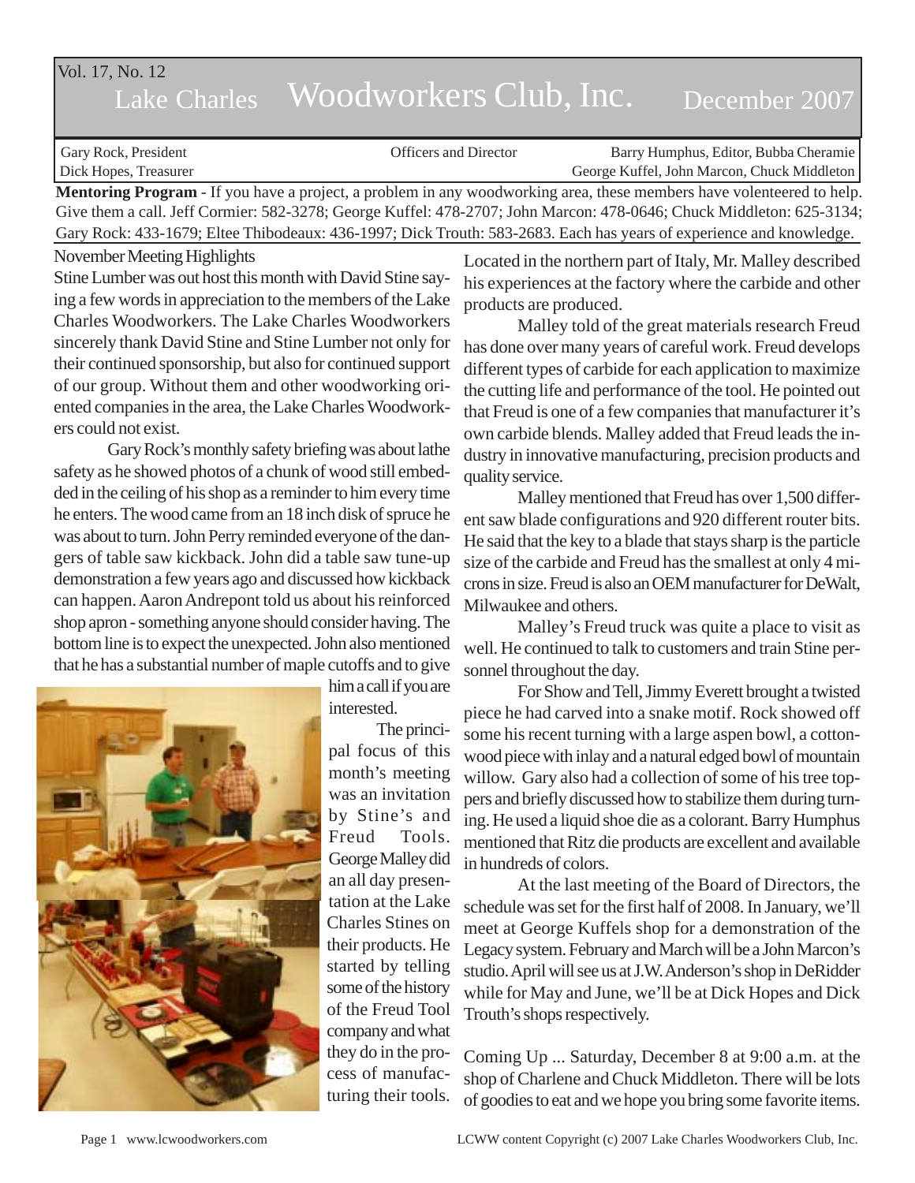Vol. 17, No. 12

# Lake Charles Woodworkers Club, Inc. December 2007

Gary Rock, President
Dick Hopes, Treasurer

Officers and Director

Barry Humphus, Editor, Bubba Cheramie
George Kuffel, John Marcon, Chuck Middleton

**Mentoring Program** - If you have a project, a problem in any woodworking area, these members have volenteered to help. Give them a call. Jeff Cormier: 582-3278; George Kuffel: 478-2707; John Marcon: 478-0646; Chuck Middleton: 625-3134; Gary Rock: 433-1679; Eltee Thibodeaux: 436-1997; Dick Trouth: 583-2683. Each has years of experience and knowledge.

## November Meeting Highlights

Stine Lumber was out host this month with David Stine saying a few words in appreciation to the members of the Lake Charles Woodworkers. The Lake Charles Woodworkers sincerely thank David Stine and Stine Lumber not only for their continued sponsorship, but also for continued support of our group. Without them and other woodworking oriented companies in the area, the Lake Charles Woodworkers could not exist.

Gary Rock's monthly safety briefing was about lathe safety as he showed photos of a chunk of wood still embedded in the ceiling of his shop as a reminder to him every time he enters. The wood came from an 18 inch disk of spruce he was about to turn. John Perry reminded everyone of the dangers of table saw kickback. John did a table saw tune-up demonstration a few years ago and discussed how kickback can happen. Aaron Andrepont told us about his reinforced shop apron - something anyone should consider having. The bottom line is to expect the unexpected. John also mentioned that he has a substantial number of maple cutoffs and to give him a call if you are interested.

The principal focus of this month's meeting was an invitation by Stine's and Freud Tools. George Malley did an all day presentation at the Lake Charles Stines on their products. He started by telling some of the history of the Freud Tool company and what they do in the process of manufacturing their tools. Located in the northern part of Italy, Mr. Malley described his experiences at the factory where the carbide and other products are produced.

Malley told of the great materials research Freud has done over many years of careful work. Freud develops different types of carbide for each application to maximize the cutting life and performance of the tool. He pointed out that Freud is one of a few companies that manufacturer it's own carbide blends. Malley added that Freud leads the industry in innovative manufacturing, precision products and quality service.

Malley mentioned that Freud has over 1,500 different saw blade configurations and 920 different router bits. He said that the key to a blade that stays sharp is the particle size of the carbide and Freud has the smallest at only 4 microns in size. Freud is also an OEM manufacturer for DeWalt, Milwaukee and others.

Malley's Freud truck was quite a place to visit as well. He continued to talk to customers and train Stine personnel throughout the day.

For Show and Tell, Jimmy Everett brought a twisted piece he had carved into a snake motif. Rock showed off some his recent turning with a large aspen bowl, a cottonwood piece with inlay and a natural edged bowl of mountain willow. Gary also had a collection of some of his tree toppers and briefly discussed how to stabilize them during turning. He used a liquid shoe die as a colorant. Barry Humphus mentioned that Ritz die products are excellent and available in hundreds of colors.

At the last meeting of the Board of Directors, the schedule was set for the first half of 2008. In January, we'll meet at George Kuffels shop for a demonstration of the Legacy system. February and March will be a John Marcon's studio. April will see us at J.W. Anderson's shop in DeRidder while for May and June, we'll be at Dick Hopes and Dick Trouth's shops respectively.

Coming Up ... Saturday, December 8 at 9:00 a.m. at the shop of Charlene and Chuck Middleton. There will be lots of goodies to eat and we hope you bring some favorite items.

www.lcwoodworkers.com

LCWW content Copyright (c) 2007 Lake Charles Woodworkers Club, Inc.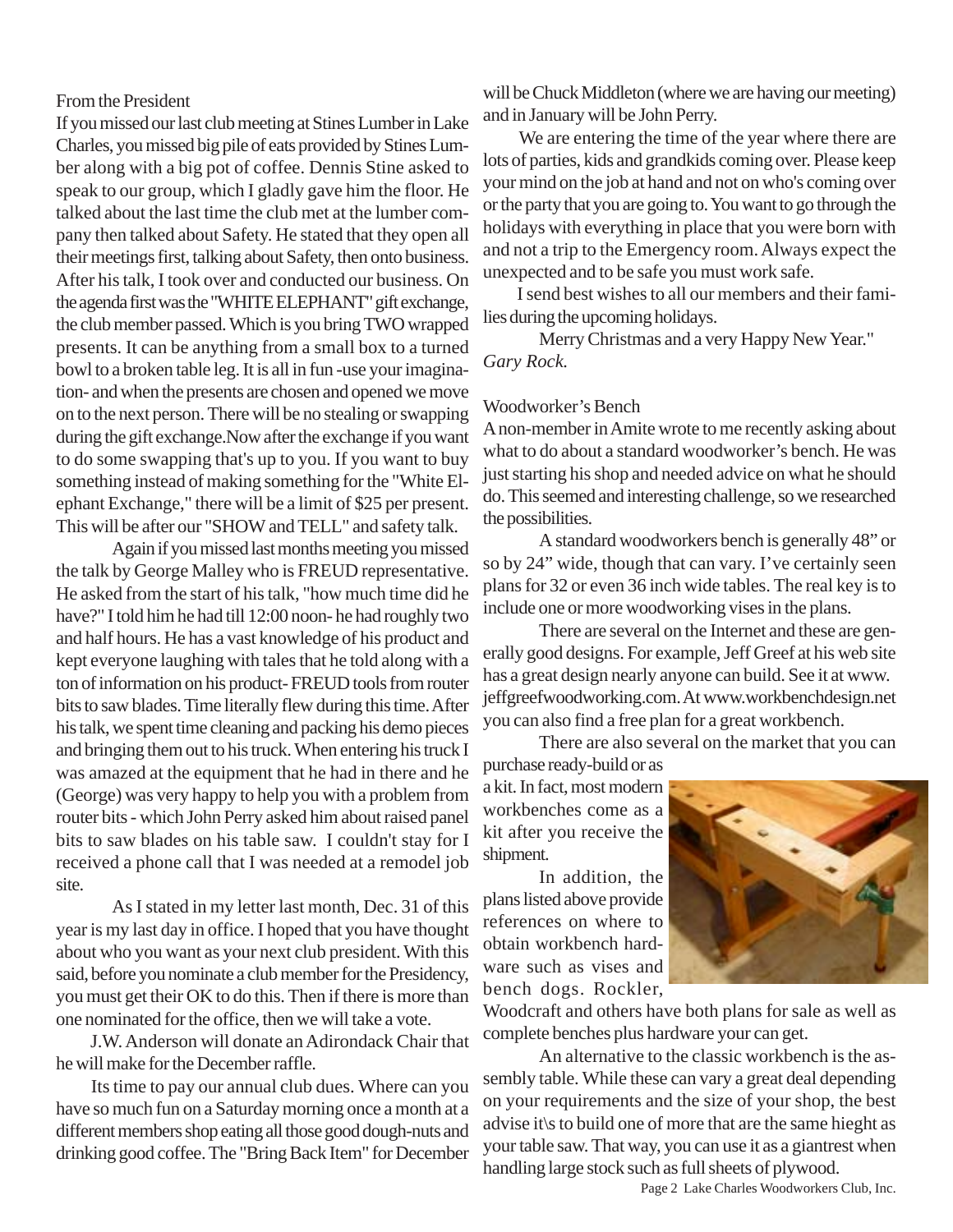## From the President

If you missed our last club meeting at Stines Lumber in Lake Charles, you missed big pile of eats provided by Stines Lumber along with a big pot of coffee. Dennis Stine asked to speak to our group, which I gladly gave him the floor. He talked about the last time the club met at the lumber company then talked about Safety. He stated that they open all their meetings first, talking about Safety, then onto business. After his talk, I took over and conducted our business. On the agenda first was the "WHITE ELEPHANT" gift exchange, the club member passed. Which is you bring TWO wrapped presents. It can be anything from a small box to a turned bowl to a broken table leg. It is all in fun -use your imagination- and when the presents are chosen and opened we move on to the next person. There will be no stealing or swapping during the gift exchange.Now after the exchange if you want to do some swapping that's up to you. If you want to buy something instead of making something for the "White Elephant Exchange," there will be a limit of $25 per present. This will be after our "SHOW and TELL" and safety talk.

Again if you missed last months meeting you missed the talk by George Malley who is FREUD representative. He asked from the start of his talk, "how much time did he have?" I told him he had till 12:00 noon- he had roughly two and half hours. He has a vast knowledge of his product and kept everyone laughing with tales that he told along with a ton of information on his product- FREUD tools from router bits to saw blades. Time literally flew during this time. After his talk, we spent time cleaning and packing his demo pieces and bringing them out to his truck. When entering his truck I was amazed at the equipment that he had in there and he (George) was very happy to help you with a problem from router bits - which John Perry asked him about raised panel bits to saw blades on his table saw. I couldn't stay for I received a phone call that I was needed at a remodel job site.

As I stated in my letter last month, Dec. 31 of this year is my last day in office. I hoped that you have thought about who you want as your next club president. With this said, before you nominate a club member for the Presidency, you must get their OK to do this. Then if there is more than one nominated for the office, then we will take a vote.

J.W. Anderson will donate an Adirondack Chair that he will make for the December raffle.

Its time to pay our annual club dues. Where can you have so much fun on a Saturday morning once a month at a different members shop eating all those good dough-nuts and drinking good coffee. The "Bring Back Item" for December will be Chuck Middleton (where we are having our meeting) and in January will be John Perry.

We are entering the time of the year where there are lots of parties, kids and grandkids coming over. Please keep your mind on the job at hand and not on who's coming over or the party that you are going to. You want to go through the holidays with everything in place that you were born with and not a trip to the Emergency room. Always expect the unexpected and to be safe you must work safe.

I send best wishes to all our members and their families during the upcoming holidays.

Merry Christmas and a very Happy New Year."

*Gary Rock.*

## Woodworker's Bench

A non-member in Amite wrote to me recently asking about what to do about a standard woodworker's bench. He was just starting his shop and needed advice on what he should do. This seemed and interesting challenge, so we researched the possibilities.

A standard woodworkers bench is generally 48" or so by 24" wide, though that can vary. I've certainly seen plans for 32 or even 36 inch wide tables. The real key is to include one or more woodworking vises in the plans.

There are several on the Internet and these are generally good designs. For example, Jeff Greef at his web site has a great design nearly anyone can build. See it at www.jeffgreefwoodworking.com. At www.workbenchdesign.net you can also find a free plan for a great workbench.

There are also several on the market that you can purchase ready-build or as a kit. In fact, most modern workbenches come as a kit after you receive the shipment.

In addition, the plans listed above provide references on where to obtain workbench hardware such as vises and bench dogs. Rockler, Woodcraft and others have both plans for sale as well as complete benches plus hardware your can get.

An alternative to the classic workbench is the assembly table. While these can vary a great deal depending on your requirements and the size of your shop, the best advise it\s to build one of more that are the same hieght as your table saw. That way, you can use it as a giantrest when handling large stock such as full sheets of plywood.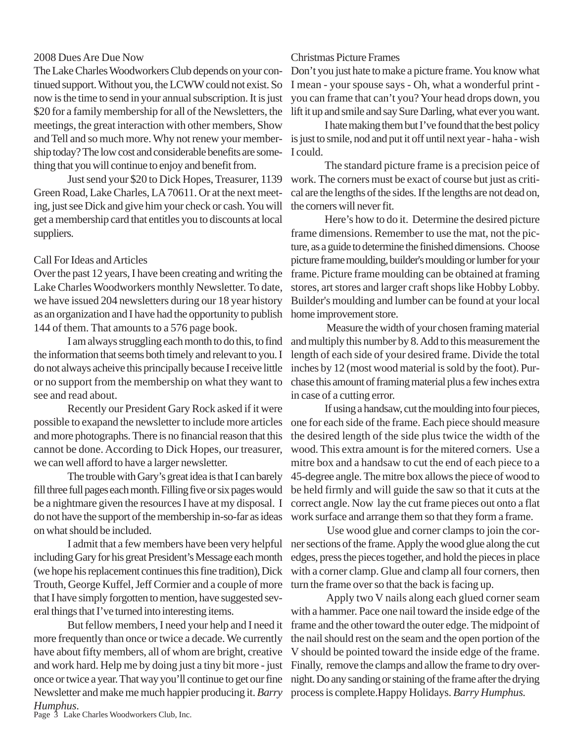## 2008 Dues Are Due Now

The Lake Charles Woodworkers Club depends on your continued support. Without you, the LCWW could not exist. So now is the time to send in your annual subscription. It is just $20 for a family membership for all of the Newsletters, the meetings, the great interaction with other members, Show and Tell and so much more. Why not renew your membership today? The low cost and considerable benefits are something that you will continue to enjoy and benefit from.

Just send your $20 to Dick Hopes, Treasurer, 1139 Green Road, Lake Charles, LA 70611. Or at the next meeting, just see Dick and give him your check or cash. You will get a membership card that entitles you to discounts at local suppliers.

## Call For Ideas and Articles

Over the past 12 years, I have been creating and writing the Lake Charles Woodworkers monthly Newsletter. To date, we have issued 204 newsletters during our 18 year history as an organization and I have had the opportunity to publish 144 of them. That amounts to a 576 page book.

I am always struggling each month to do this, to find the information that seems both timely and relevant to you. I do not always acheive this principally because I receive little or no support from the membership on what they want to see and read about.

Recently our President Gary Rock asked if it were possible to exapand the newsletter to include more articles and more photographs. There is no financial reason that this cannot be done. According to Dick Hopes, our treasurer, we can well afford to have a larger newsletter.

The trouble with Gary's great idea is that I can barely fill three full pages each month. Filling five or six pages would be a nightmare given the resources I have at my disposal. I do not have the support of the membership in-so-far as ideas on what should be included.

I admit that a few members have been very helpful including Gary for his great President's Message each month (we hope his replacement continues this fine tradition), Dick Trouth, George Kuffel, Jeff Cormier and a couple of more that I have simply forgotten to mention, have suggested several things that I've turned into interesting items.

But fellow members, I need your help and I need it more frequently than once or twice a decade. We currently have about fifty members, all of whom are bright, creative and work hard. Help me by doing just a tiny bit more - just once or twice a year. That way you'll continue to get our fine Newsletter and make me much happier producing it. *Barry Humphus*.

## Christmas Picture Frames

Don't you just hate to make a picture frame. You know what I mean - your spouse says - Oh, what a wonderful print - you can frame that can't you? Your head drops down, you lift it up and smile and say Sure Darling, what ever you want.

I hate making them but I've found that the best policy is just to smile, nod and put it off until next year - haha - wish I could.

The standard picture frame is a precision peice of work. The corners must be exact of course but just as critical are the lengths of the sides. If the lengths are not dead on, the corners will never fit.

Here's how to do it. Determine the desired picture frame dimensions. Remember to use the mat, not the picture, as a guide to determine the finished dimensions. Choose picture frame moulding, builder's moulding or lumber for your frame. Picture frame moulding can be obtained at framing stores, art stores and larger craft shops like Hobby Lobby. Builder's moulding and lumber can be found at your local home improvement store.

Measure the width of your chosen framing material and multiply this number by 8. Add to this measurement the length of each side of your desired frame. Divide the total inches by 12 (most wood material is sold by the foot). Purchase this amount of framing material plus a few inches extra in case of a cutting error.

If using a handsaw, cut the moulding into four pieces, one for each side of the frame. Each piece should measure the desired length of the side plus twice the width of the wood. This extra amount is for the mitered corners. Use a mitre box and a handsaw to cut the end of each piece to a 45-degree angle. The mitre box allows the piece of wood to be held firmly and will guide the saw so that it cuts at the correct angle. Now lay the cut frame pieces out onto a flat work surface and arrange them so that they form a frame.

Use wood glue and corner clamps to join the corner sections of the frame. Apply the wood glue along the cut edges, press the pieces together, and hold the pieces in place with a corner clamp. Glue and clamp all four corners, then turn the frame over so that the back is facing up.

Apply two V nails along each glued corner seam with a hammer. Pace one nail toward the inside edge of the frame and the other toward the outer edge. The midpoint of the nail should rest on the seam and the open portion of the V should be pointed toward the inside edge of the frame. Finally, remove the clamps and allow the frame to dry overnight. Do any sanding or staining of the frame after the drying process is complete.Happy Holidays. *Barry Humphus.*